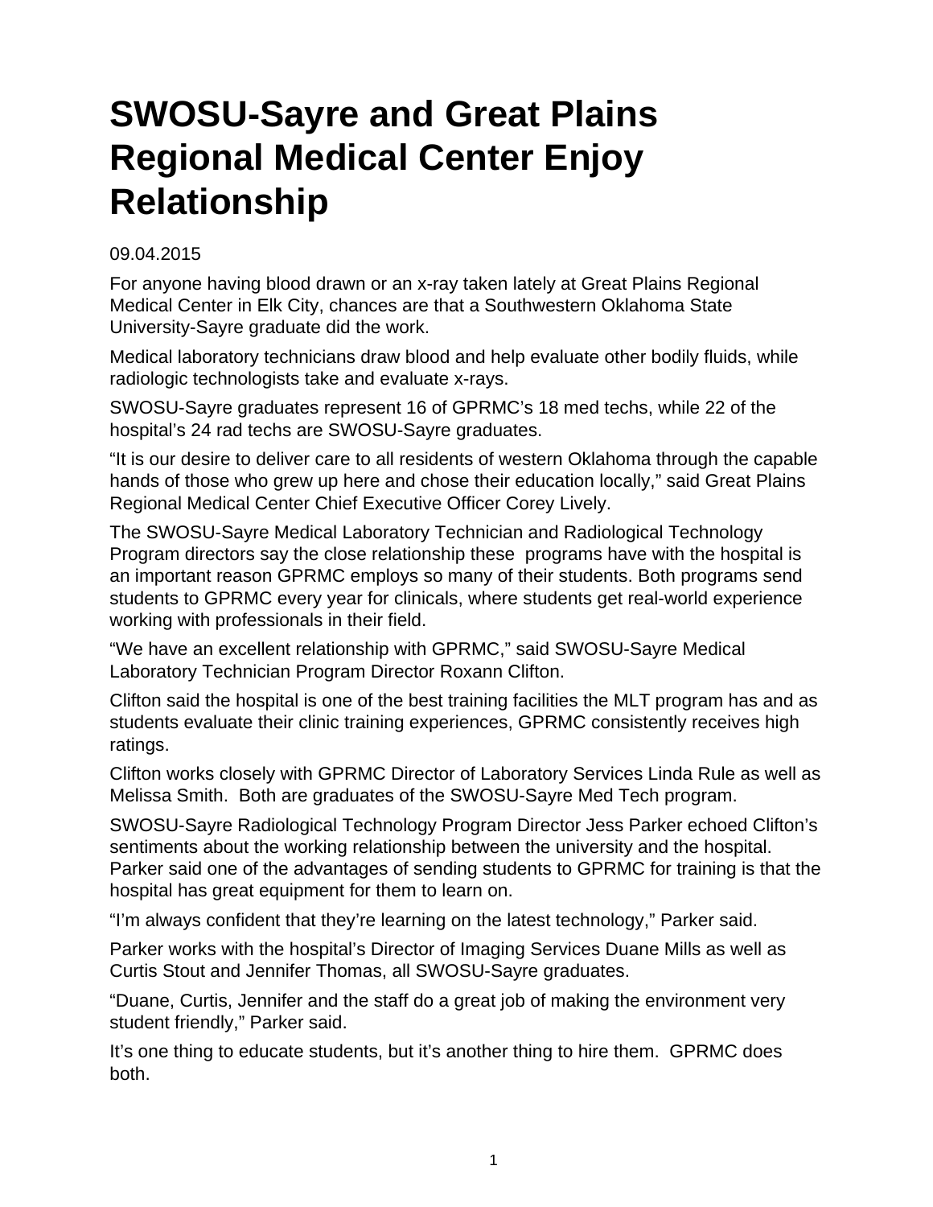# SWOSU-Sayre and Great Plains Regional Medical Center Enjoy Relationship

09.04.2015

For anyone having blood drawn or an x-ray taken lately at Great Plains Regional Medical Center in Elk City, chances are that a Southwestern Oklahoma State University-Sayre graduate did the work.

Medical laboratory technicians draw blood and help evaluate other bodily fluids, while radiologic technologists take and evaluate x-rays.

SWOSU-Sayre graduates represent 16 of GPRMC's 18 med techs, while 22 of the hospital's 24 rad techs are SWOSU-Sayre graduates.

"It is our desire to deliver care to all residents of western Oklahoma through the capable hands of those who grew up here and chose their education locally," said Great Plains Regional Medical Center Chief Executive Officer Corey Lively.

The SWOSU-Sayre Medical Laboratory Technician and Radiological Technology Program directors say the close relationship these programs have with the hospital is an important reason GPRMC employs so many of their students. Both programs send students to GPRMC every year for clinicals, where students get real-world experience working with professionals in their field.

"We have an excellent relationship with GPRMC," said SWOSU-Sayre Medical Laboratory Technician Program Director Roxann Clifton.

Clifton said the hospital is one of the best training facilities the MLT program has and as students evaluate their clinic training experiences, GPRMC consistently receives high ratings.

Clifton works closely with GPRMC Director of Laboratory Services Linda Rule as well as Melissa Smith. Both are graduates of the SWOSU-Sayre Med Tech program.

SWOSU-Sayre Radiological Technology Program Director Jess Parker echoed Clifton's sentiments about the working relationship between the university and the hospital. Parker said one of the advantages of sending students to GPRMC for training is that the hospital has great equipment for them to learn on.

"I'm always confident that they're learning on the latest technology," Parker said.

Parker works with the hospital's Director of Imaging Services Duane Mills as well as Curtis Stout and Jennifer Thomas, all SWOSU-Sayre graduates.

"Duane, Curtis, Jennifer and the staff do a great job of making the environment very student friendly," Parker said.

It's one thing to educate students, but it's another thing to hire them. GPRMC does both.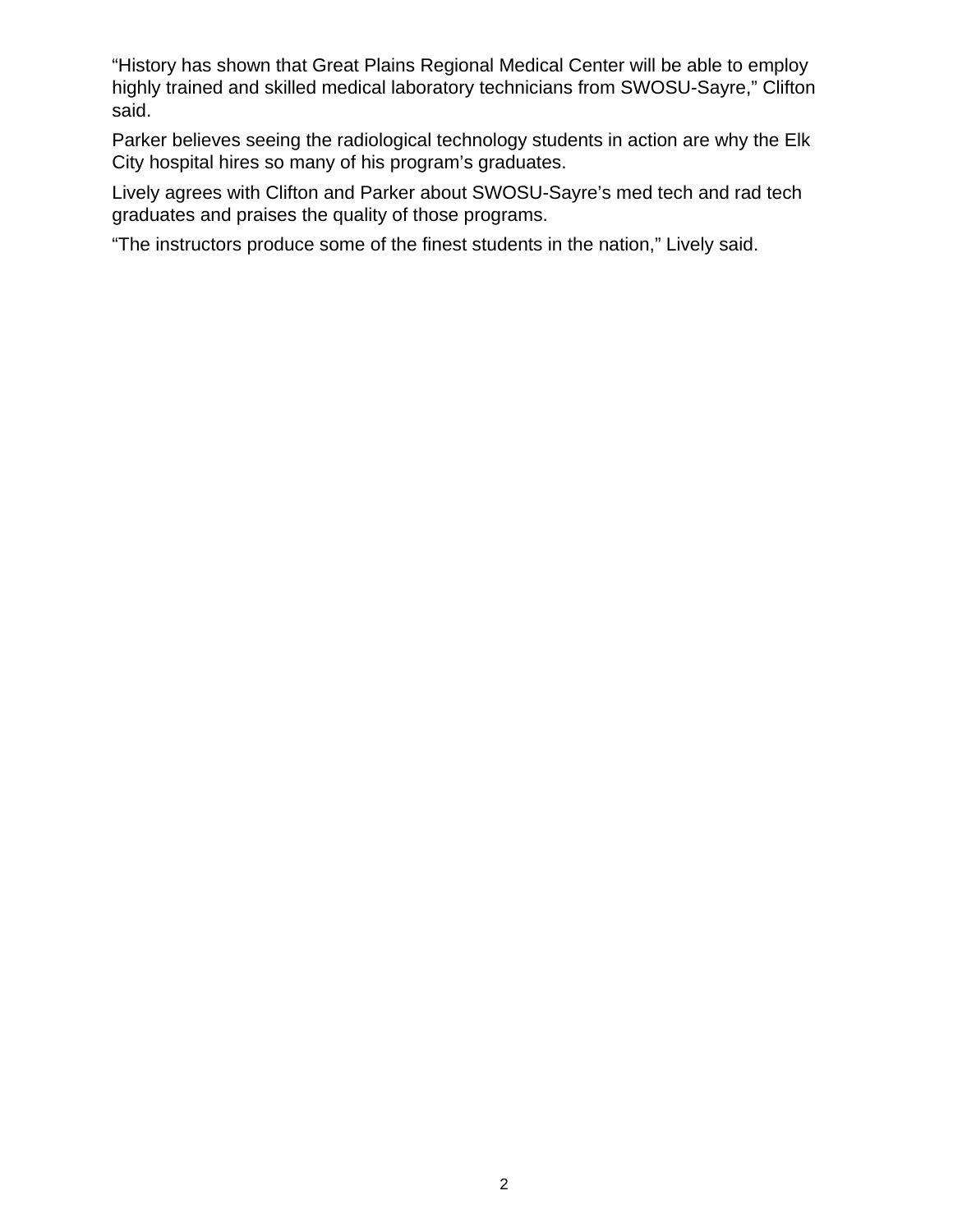“History has shown that Great Plains Regional Medical Center will be able to employ highly trained and skilled medical laboratory technicians from SWOSU-Sayre,” Clifton said.

Parker believes seeing the radiological technology students in action are why the Elk City hospital hires so many of his program’s graduates.

Lively agrees with Clifton and Parker about SWOSU-Sayre’s med tech and rad tech graduates and praises the quality of those programs.

“The instructors produce some of the finest students in the nation,” Lively said.